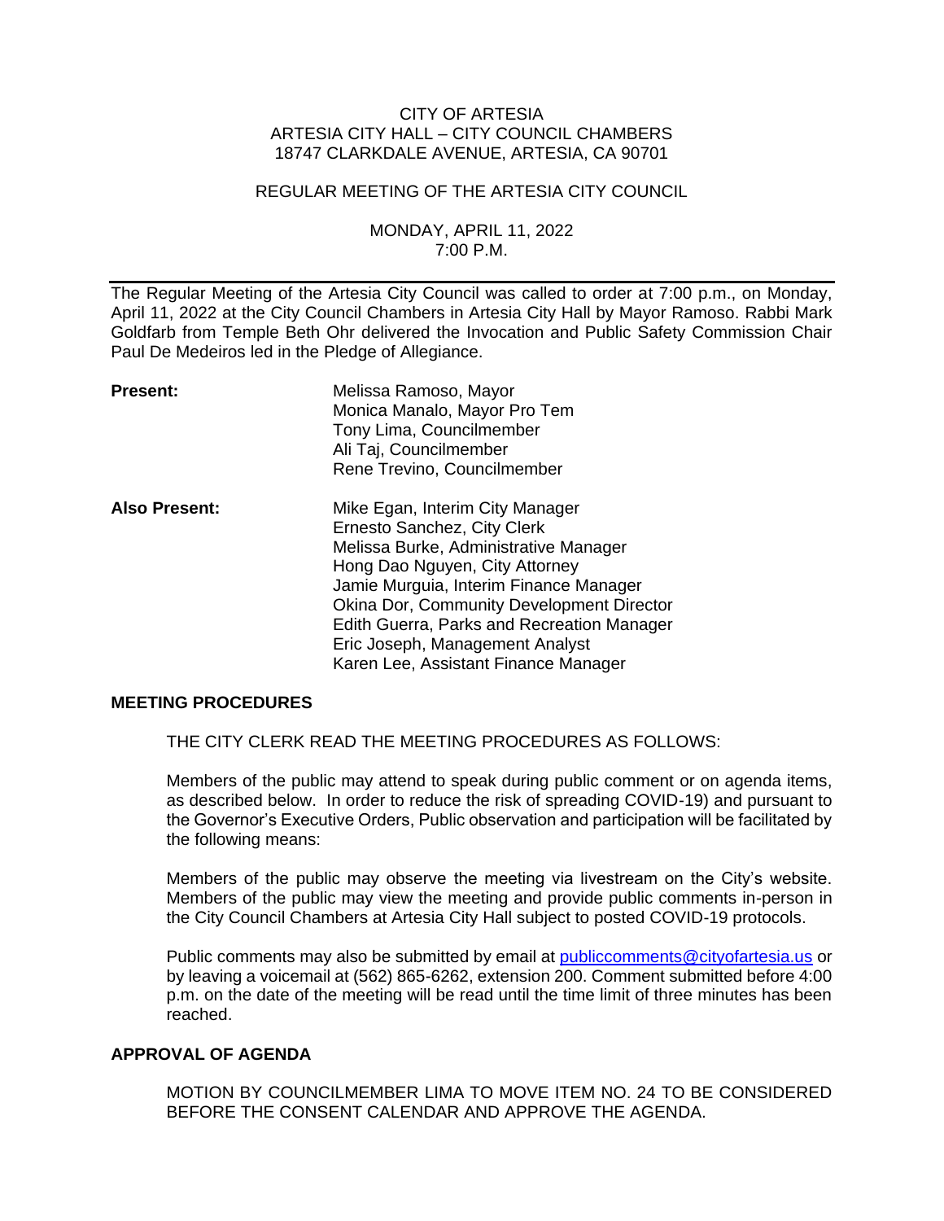CITY OF ARTESIA
ARTESIA CITY HALL – CITY COUNCIL CHAMBERS
18747 CLARKDALE AVENUE, ARTESIA, CA 90701

REGULAR MEETING OF THE ARTESIA CITY COUNCIL

MONDAY, APRIL 11, 2022
7:00 P.M.

---

The Regular Meeting of the Artesia City Council was called to order at 7:00 p.m., on Monday, April 11, 2022 at the City Council Chambers in Artesia City Hall by Mayor Ramoso. Rabbi Mark Goldfarb from Temple Beth Ohr delivered the Invocation and Public Safety Commission Chair Paul De Medeiros led in the Pledge of Allegiance.

**Present:**

Melissa Ramoso, Mayor
Monica Manalo, Mayor Pro Tem
Tony Lima, Councilmember
Ali Taj, Councilmember
Rene Trevino, Councilmember

**Also Present:**

Mike Egan, Interim City Manager
Ernesto Sanchez, City Clerk
Melissa Burke, Administrative Manager
Hong Dao Nguyen, City Attorney
Jamie Murguia, Interim Finance Manager
Okina Dor, Community Development Director
Edith Guerra, Parks and Recreation Manager
Eric Joseph, Management Analyst
Karen Lee, Assistant Finance Manager

## MEETING PROCEDURES

THE CITY CLERK READ THE MEETING PROCEDURES AS FOLLOWS:

Members of the public may attend to speak during public comment or on agenda items, as described below. In order to reduce the risk of spreading COVID-19) and pursuant to the Governor's Executive Orders, Public observation and participation will be facilitated by the following means:

Members of the public may observe the meeting via livestream on the City's website. Members of the public may view the meeting and provide public comments in-person in the City Council Chambers at Artesia City Hall subject to posted COVID-19 protocols.

Public comments may also be submitted by email at publiccomments@cityofartesia.us or by leaving a voicemail at (562) 865-6262, extension 200. Comment submitted before 4:00 p.m. on the date of the meeting will be read until the time limit of three minutes has been reached.

## APPROVAL OF AGENDA

MOTION BY COUNCILMEMBER LIMA TO MOVE ITEM NO. 24 TO BE CONSIDERED BEFORE THE CONSENT CALENDAR AND APPROVE THE AGENDA.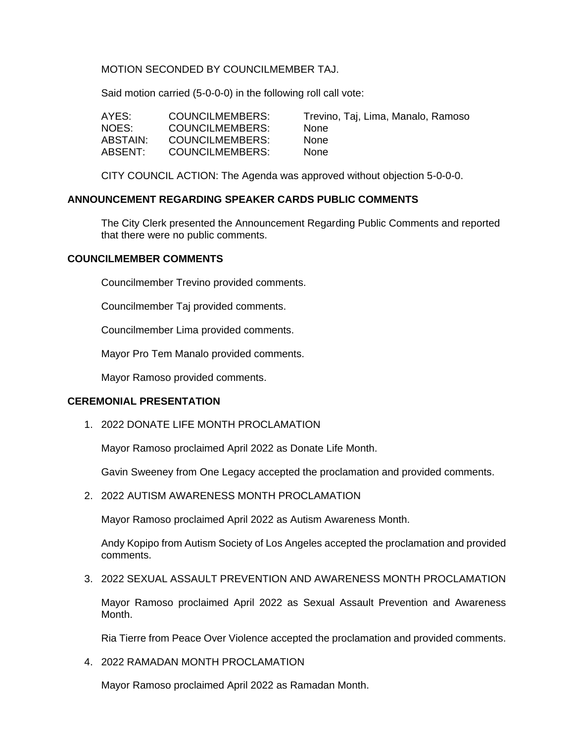MOTION SECONDED BY COUNCILMEMBER TAJ.

Said motion carried (5-0-0-0) in the following roll call vote:

| | | |
|---|---|---|
| AYES: | COUNCILMEMBERS: | Trevino, Taj, Lima, Manalo, Ramoso |
| NOES: | COUNCILMEMBERS: | None |
| ABSTAIN: | COUNCILMEMBERS: | None |
| ABSENT: | COUNCILMEMBERS: | None |

CITY COUNCIL ACTION: The Agenda was approved without objection 5-0-0-0.

## ANNOUNCEMENT REGARDING SPEAKER CARDS PUBLIC COMMENTS

The City Clerk presented the Announcement Regarding Public Comments and reported that there were no public comments.

## COUNCILMEMBER COMMENTS

Councilmember Trevino provided comments.

Councilmember Taj provided comments.

Councilmember Lima provided comments.

Mayor Pro Tem Manalo provided comments.

Mayor Ramoso provided comments.

## CEREMONIAL PRESENTATION

1. 2022 DONATE LIFE MONTH PROCLAMATION

   Mayor Ramoso proclaimed April 2022 as Donate Life Month.

   Gavin Sweeney from One Legacy accepted the proclamation and provided comments.

2. 2022 AUTISM AWARENESS MONTH PROCLAMATION

   Mayor Ramoso proclaimed April 2022 as Autism Awareness Month.

   Andy Kopipo from Autism Society of Los Angeles accepted the proclamation and provided comments.

3. 2022 SEXUAL ASSAULT PREVENTION AND AWARENESS MONTH PROCLAMATION

   Mayor Ramoso proclaimed April 2022 as Sexual Assault Prevention and Awareness Month.

   Ria Tierre from Peace Over Violence accepted the proclamation and provided comments.

4. 2022 RAMADAN MONTH PROCLAMATION

   Mayor Ramoso proclaimed April 2022 as Ramadan Month.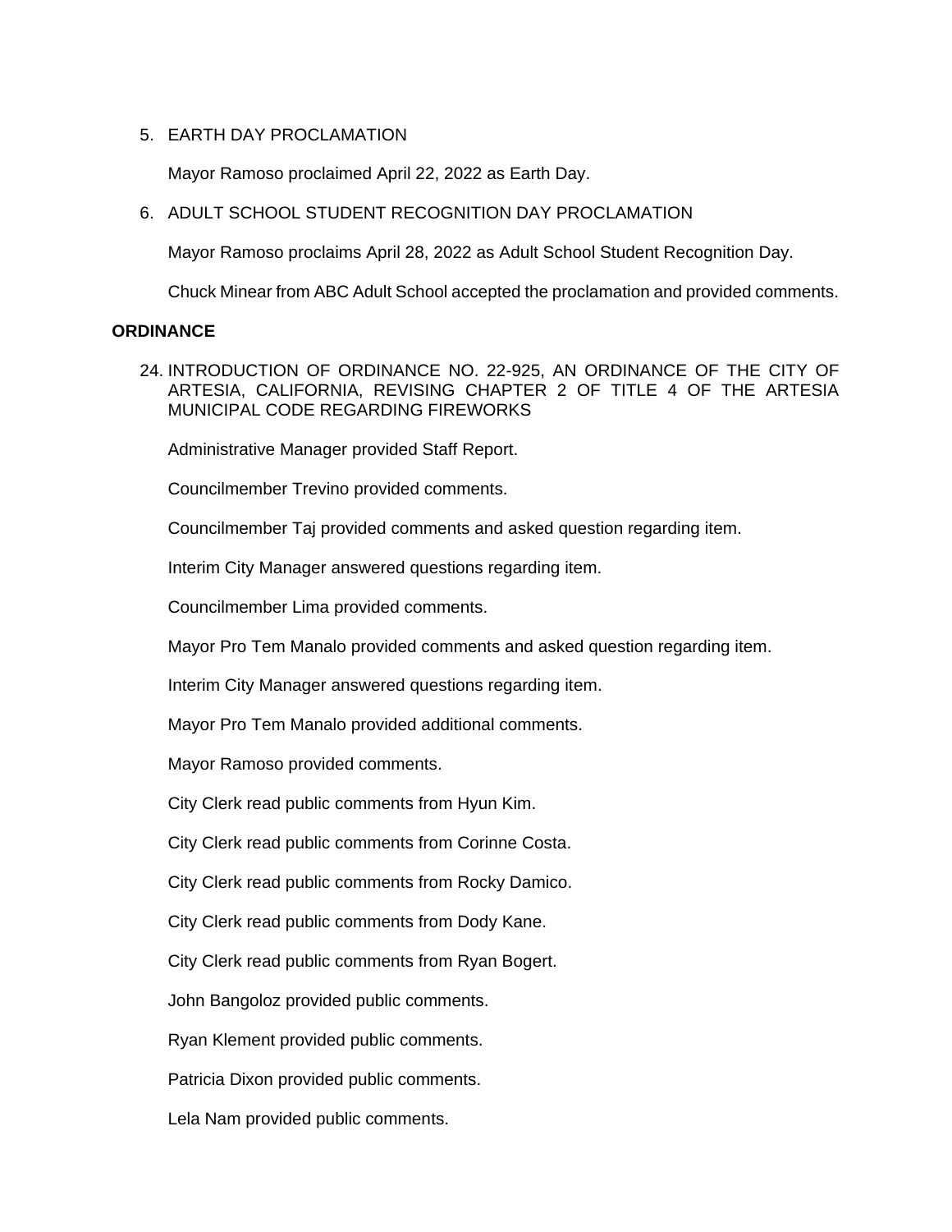5. EARTH DAY PROCLAMATION

   Mayor Ramoso proclaimed April 22, 2022 as Earth Day.

6. ADULT SCHOOL STUDENT RECOGNITION DAY PROCLAMATION

   Mayor Ramoso proclaims April 28, 2022 as Adult School Student Recognition Day.

   Chuck Minear from ABC Adult School accepted the proclamation and provided comments.

**ORDINANCE**

24. INTRODUCTION OF ORDINANCE NO. 22-925, AN ORDINANCE OF THE CITY OF ARTESIA, CALIFORNIA, REVISING CHAPTER 2 OF TITLE 4 OF THE ARTESIA MUNICIPAL CODE REGARDING FIREWORKS

    Administrative Manager provided Staff Report.

    Councilmember Trevino provided comments.

    Councilmember Taj provided comments and asked question regarding item.

    Interim City Manager answered questions regarding item.

    Councilmember Lima provided comments.

    Mayor Pro Tem Manalo provided comments and asked question regarding item.

    Interim City Manager answered questions regarding item.

    Mayor Pro Tem Manalo provided additional comments.

    Mayor Ramoso provided comments.

    City Clerk read public comments from Hyun Kim.

    City Clerk read public comments from Corinne Costa.

    City Clerk read public comments from Rocky Damico.

    City Clerk read public comments from Dody Kane.

    City Clerk read public comments from Ryan Bogert.

    John Bangoloz provided public comments.

    Ryan Klement provided public comments.

    Patricia Dixon provided public comments.

    Lela Nam provided public comments.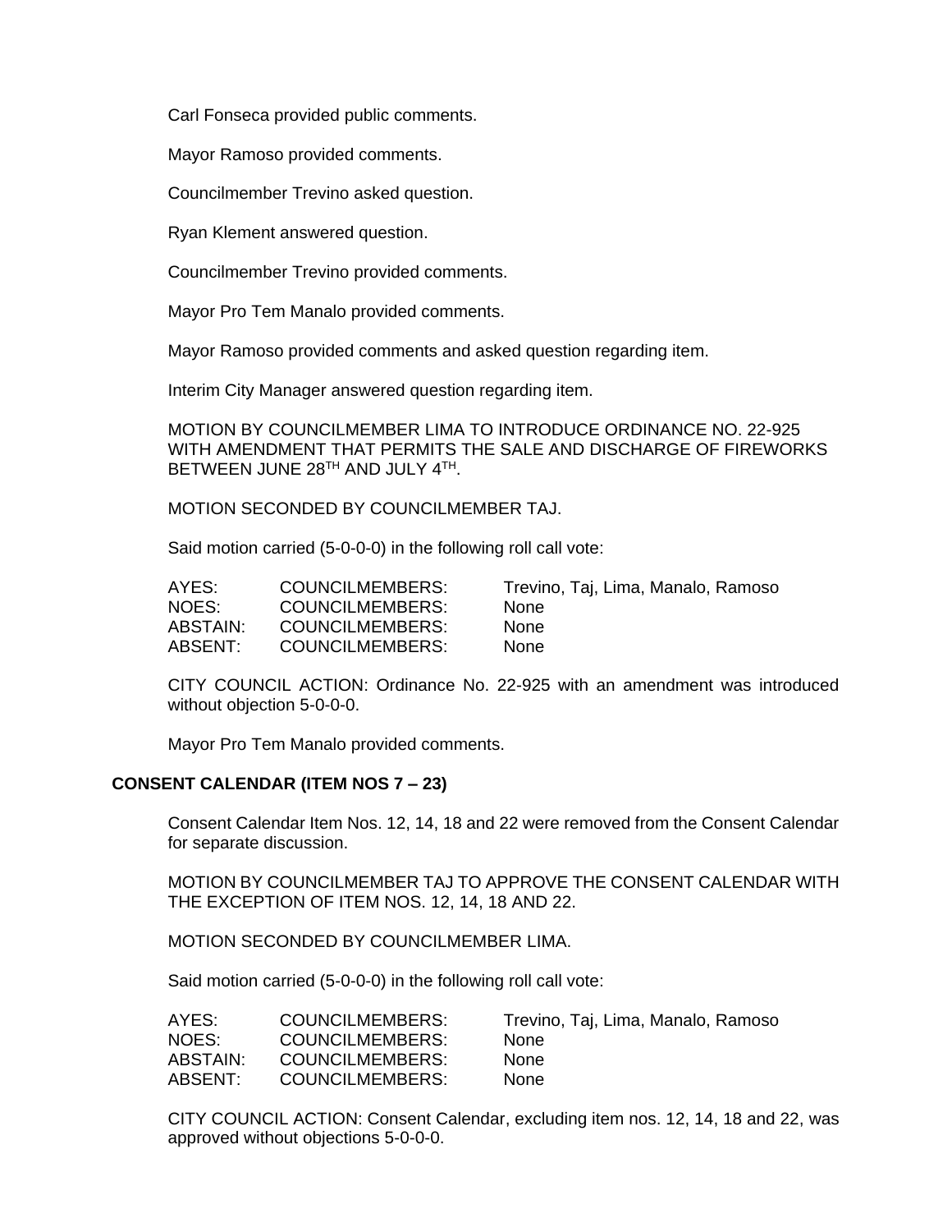Carl Fonseca provided public comments.

Mayor Ramoso provided comments.

Councilmember Trevino asked question.

Ryan Klement answered question.

Councilmember Trevino provided comments.

Mayor Pro Tem Manalo provided comments.

Mayor Ramoso provided comments and asked question regarding item.

Interim City Manager answered question regarding item.

MOTION BY COUNCILMEMBER LIMA TO INTRODUCE ORDINANCE NO. 22-925 WITH AMENDMENT THAT PERMITS THE SALE AND DISCHARGE OF FIREWORKS BETWEEN JUNE 28TH AND JULY 4TH.

MOTION SECONDED BY COUNCILMEMBER TAJ.

Said motion carried (5-0-0-0) in the following roll call vote:

| | | |
|---|---|---|
| AYES: | COUNCILMEMBERS: | Trevino, Taj, Lima, Manalo, Ramoso |
| NOES: | COUNCILMEMBERS: | None |
| ABSTAIN: | COUNCILMEMBERS: | None |
| ABSENT: | COUNCILMEMBERS: | None |

CITY COUNCIL ACTION: Ordinance No. 22-925 with an amendment was introduced without objection 5-0-0-0.

Mayor Pro Tem Manalo provided comments.

## CONSENT CALENDAR (ITEM NOS 7 – 23)

Consent Calendar Item Nos. 12, 14, 18 and 22 were removed from the Consent Calendar for separate discussion.

MOTION BY COUNCILMEMBER TAJ TO APPROVE THE CONSENT CALENDAR WITH THE EXCEPTION OF ITEM NOS. 12, 14, 18 AND 22.

MOTION SECONDED BY COUNCILMEMBER LIMA.

Said motion carried (5-0-0-0) in the following roll call vote:

| | | |
|---|---|---|
| AYES: | COUNCILMEMBERS: | Trevino, Taj, Lima, Manalo, Ramoso |
| NOES: | COUNCILMEMBERS: | None |
| ABSTAIN: | COUNCILMEMBERS: | None |
| ABSENT: | COUNCILMEMBERS: | None |

CITY COUNCIL ACTION: Consent Calendar, excluding item nos. 12, 14, 18 and 22, was approved without objections 5-0-0-0.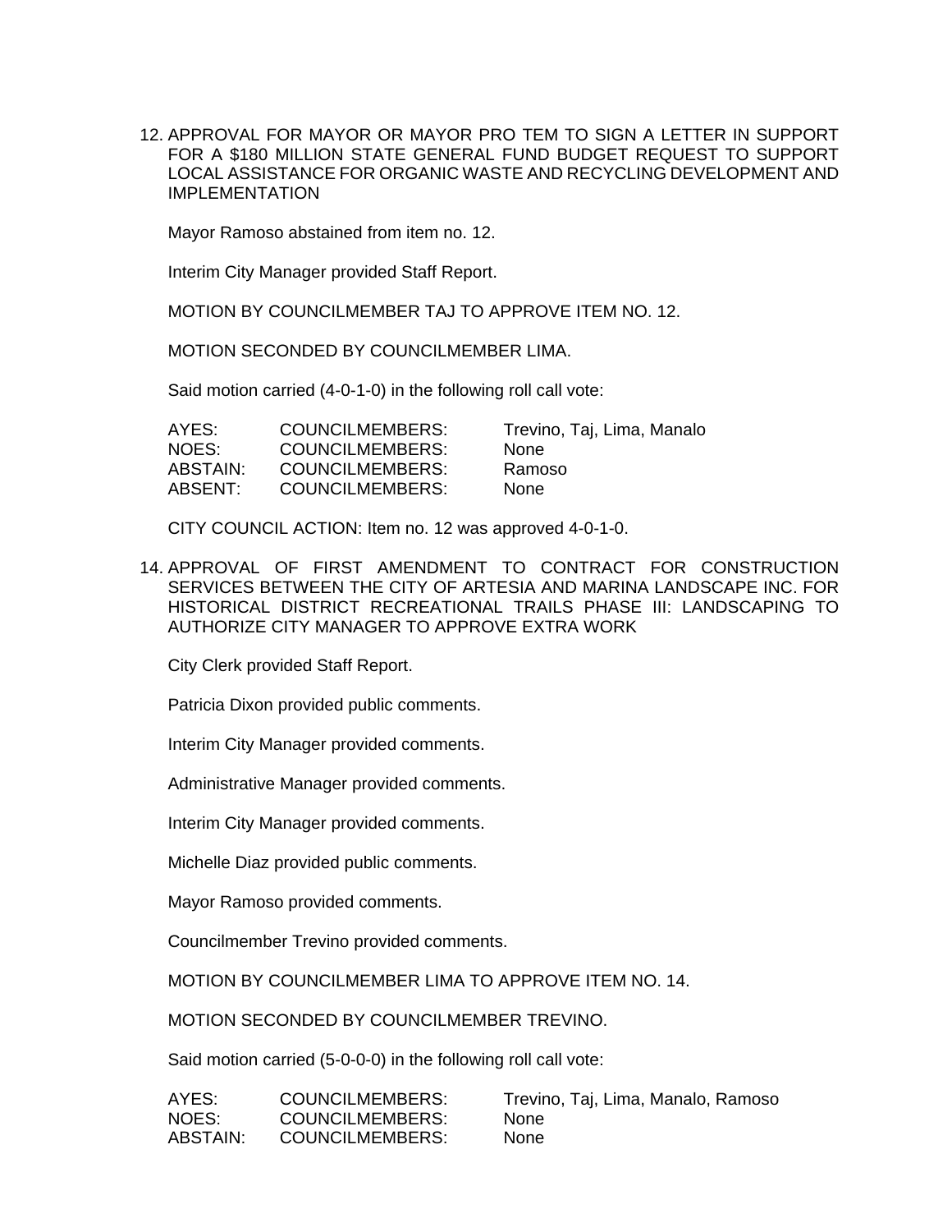12. APPROVAL FOR MAYOR OR MAYOR PRO TEM TO SIGN A LETTER IN SUPPORT FOR A $180 MILLION STATE GENERAL FUND BUDGET REQUEST TO SUPPORT LOCAL ASSISTANCE FOR ORGANIC WASTE AND RECYCLING DEVELOPMENT AND IMPLEMENTATION

    Mayor Ramoso abstained from item no. 12.

    Interim City Manager provided Staff Report.

    MOTION BY COUNCILMEMBER TAJ TO APPROVE ITEM NO. 12.

    MOTION SECONDED BY COUNCILMEMBER LIMA.

    Said motion carried (4-0-1-0) in the following roll call vote:

    | | | |
    |---|---|---|
    | AYES: | COUNCILMEMBERS: | Trevino, Taj, Lima, Manalo |
    | NOES: | COUNCILMEMBERS: | None |
    | ABSTAIN: | COUNCILMEMBERS: | Ramoso |
    | ABSENT: | COUNCILMEMBERS: | None |

    CITY COUNCIL ACTION: Item no. 12 was approved 4-0-1-0.

14. APPROVAL OF FIRST AMENDMENT TO CONTRACT FOR CONSTRUCTION SERVICES BETWEEN THE CITY OF ARTESIA AND MARINA LANDSCAPE INC. FOR HISTORICAL DISTRICT RECREATIONAL TRAILS PHASE III: LANDSCAPING TO AUTHORIZE CITY MANAGER TO APPROVE EXTRA WORK

    City Clerk provided Staff Report.

    Patricia Dixon provided public comments.

    Interim City Manager provided comments.

    Administrative Manager provided comments.

    Interim City Manager provided comments.

    Michelle Diaz provided public comments.

    Mayor Ramoso provided comments.

    Councilmember Trevino provided comments.

    MOTION BY COUNCILMEMBER LIMA TO APPROVE ITEM NO. 14.

    MOTION SECONDED BY COUNCILMEMBER TREVINO.

    Said motion carried (5-0-0-0) in the following roll call vote:

    | | | |
    |---|---|---|
    | AYES: | COUNCILMEMBERS: | Trevino, Taj, Lima, Manalo, Ramoso |
    | NOES: | COUNCILMEMBERS: | None |
    | ABSTAIN: | COUNCILMEMBERS: | None |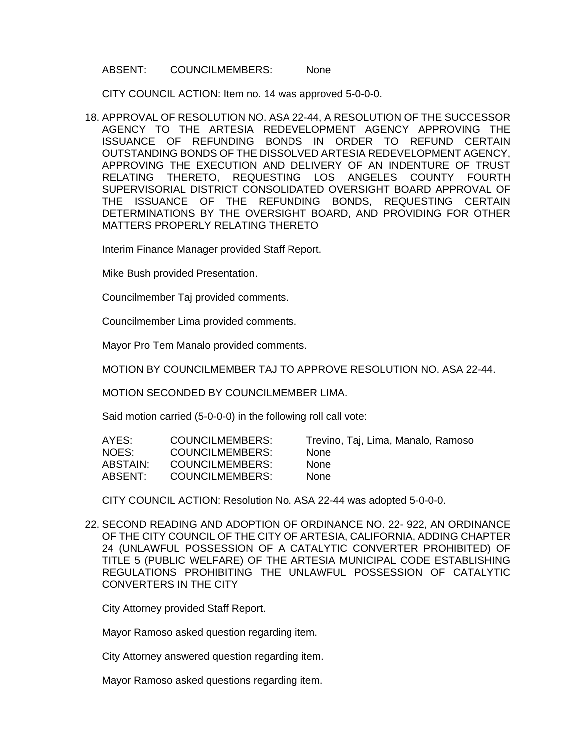ABSENT: COUNCILMEMBERS: None

CITY COUNCIL ACTION: Item no. 14 was approved 5-0-0-0.

18. APPROVAL OF RESOLUTION NO. ASA 22-44, A RESOLUTION OF THE SUCCESSOR AGENCY TO THE ARTESIA REDEVELOPMENT AGENCY APPROVING THE ISSUANCE OF REFUNDING BONDS IN ORDER TO REFUND CERTAIN OUTSTANDING BONDS OF THE DISSOLVED ARTESIA REDEVELOPMENT AGENCY, APPROVING THE EXECUTION AND DELIVERY OF AN INDENTURE OF TRUST RELATING THERETO, REQUESTING LOS ANGELES COUNTY FOURTH SUPERVISORIAL DISTRICT CONSOLIDATED OVERSIGHT BOARD APPROVAL OF THE ISSUANCE OF THE REFUNDING BONDS, REQUESTING CERTAIN DETERMINATIONS BY THE OVERSIGHT BOARD, AND PROVIDING FOR OTHER MATTERS PROPERLY RELATING THERETO

    Interim Finance Manager provided Staff Report.

    Mike Bush provided Presentation.

    Councilmember Taj provided comments.

    Councilmember Lima provided comments.

    Mayor Pro Tem Manalo provided comments.

    MOTION BY COUNCILMEMBER TAJ TO APPROVE RESOLUTION NO. ASA 22-44.

    MOTION SECONDED BY COUNCILMEMBER LIMA.

    Said motion carried (5-0-0-0) in the following roll call vote:

    | | | |
    |---|---|---|
    | AYES: | COUNCILMEMBERS: | Trevino, Taj, Lima, Manalo, Ramoso |
    | NOES: | COUNCILMEMBERS: | None |
    | ABSTAIN: | COUNCILMEMBERS: | None |
    | ABSENT: | COUNCILMEMBERS: | None |

    CITY COUNCIL ACTION: Resolution No. ASA 22-44 was adopted 5-0-0-0.

22. SECOND READING AND ADOPTION OF ORDINANCE NO. 22- 922, AN ORDINANCE OF THE CITY COUNCIL OF THE CITY OF ARTESIA, CALIFORNIA, ADDING CHAPTER 24 (UNLAWFUL POSSESSION OF A CATALYTIC CONVERTER PROHIBITED) OF TITLE 5 (PUBLIC WELFARE) OF THE ARTESIA MUNICIPAL CODE ESTABLISHING REGULATIONS PROHIBITING THE UNLAWFUL POSSESSION OF CATALYTIC CONVERTERS IN THE CITY

    City Attorney provided Staff Report.

    Mayor Ramoso asked question regarding item.

    City Attorney answered question regarding item.

    Mayor Ramoso asked questions regarding item.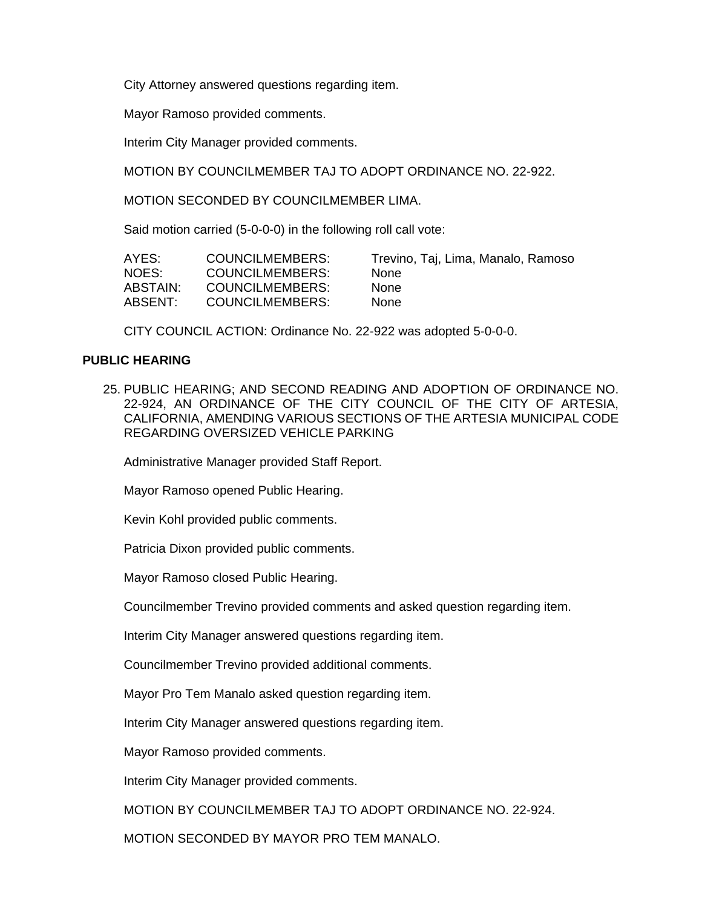City Attorney answered questions regarding item.

Mayor Ramoso provided comments.

Interim City Manager provided comments.

MOTION BY COUNCILMEMBER TAJ TO ADOPT ORDINANCE NO. 22-922.

MOTION SECONDED BY COUNCILMEMBER LIMA.

Said motion carried (5-0-0-0) in the following roll call vote:

| | | |
|---|---|---|
| AYES: | COUNCILMEMBERS: | Trevino, Taj, Lima, Manalo, Ramoso |
| NOES: | COUNCILMEMBERS: | None |
| ABSTAIN: | COUNCILMEMBERS: | None |
| ABSENT: | COUNCILMEMBERS: | None |

CITY COUNCIL ACTION: Ordinance No. 22-922 was adopted 5-0-0-0.

**PUBLIC HEARING**

25. PUBLIC HEARING; AND SECOND READING AND ADOPTION OF ORDINANCE NO. 22-924, AN ORDINANCE OF THE CITY COUNCIL OF THE CITY OF ARTESIA, CALIFORNIA, AMENDING VARIOUS SECTIONS OF THE ARTESIA MUNICIPAL CODE REGARDING OVERSIZED VEHICLE PARKING

    Administrative Manager provided Staff Report.

    Mayor Ramoso opened Public Hearing.

    Kevin Kohl provided public comments.

    Patricia Dixon provided public comments.

    Mayor Ramoso closed Public Hearing.

    Councilmember Trevino provided comments and asked question regarding item.

    Interim City Manager answered questions regarding item.

    Councilmember Trevino provided additional comments.

    Mayor Pro Tem Manalo asked question regarding item.

    Interim City Manager answered questions regarding item.

    Mayor Ramoso provided comments.

    Interim City Manager provided comments.

    MOTION BY COUNCILMEMBER TAJ TO ADOPT ORDINANCE NO. 22-924.

    MOTION SECONDED BY MAYOR PRO TEM MANALO.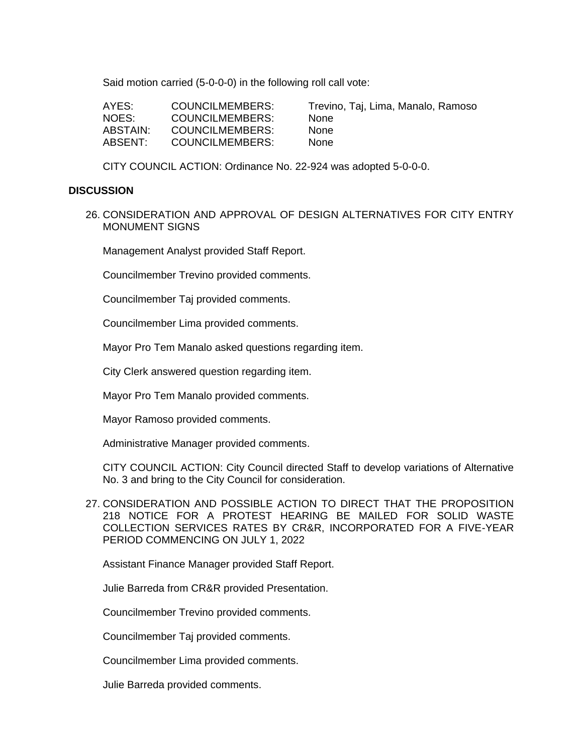Said motion carried (5-0-0-0) in the following roll call vote:

| | | |
|---|---|---|
| AYES: | COUNCILMEMBERS: | Trevino, Taj, Lima, Manalo, Ramoso |
| NOES: | COUNCILMEMBERS: | None |
| ABSTAIN: | COUNCILMEMBERS: | None |
| ABSENT: | COUNCILMEMBERS: | None |

CITY COUNCIL ACTION: Ordinance No. 22-924 was adopted 5-0-0-0.

## DISCUSSION

26. CONSIDERATION AND APPROVAL OF DESIGN ALTERNATIVES FOR CITY ENTRY MONUMENT SIGNS

    Management Analyst provided Staff Report.

    Councilmember Trevino provided comments.

    Councilmember Taj provided comments.

    Councilmember Lima provided comments.

    Mayor Pro Tem Manalo asked questions regarding item.

    City Clerk answered question regarding item.

    Mayor Pro Tem Manalo provided comments.

    Mayor Ramoso provided comments.

    Administrative Manager provided comments.

    CITY COUNCIL ACTION: City Council directed Staff to develop variations of Alternative No. 3 and bring to the City Council for consideration.

27. CONSIDERATION AND POSSIBLE ACTION TO DIRECT THAT THE PROPOSITION 218 NOTICE FOR A PROTEST HEARING BE MAILED FOR SOLID WASTE COLLECTION SERVICES RATES BY CR&R, INCORPORATED FOR A FIVE-YEAR PERIOD COMMENCING ON JULY 1, 2022

    Assistant Finance Manager provided Staff Report.

    Julie Barreda from CR&R provided Presentation.

    Councilmember Trevino provided comments.

    Councilmember Taj provided comments.

    Councilmember Lima provided comments.

    Julie Barreda provided comments.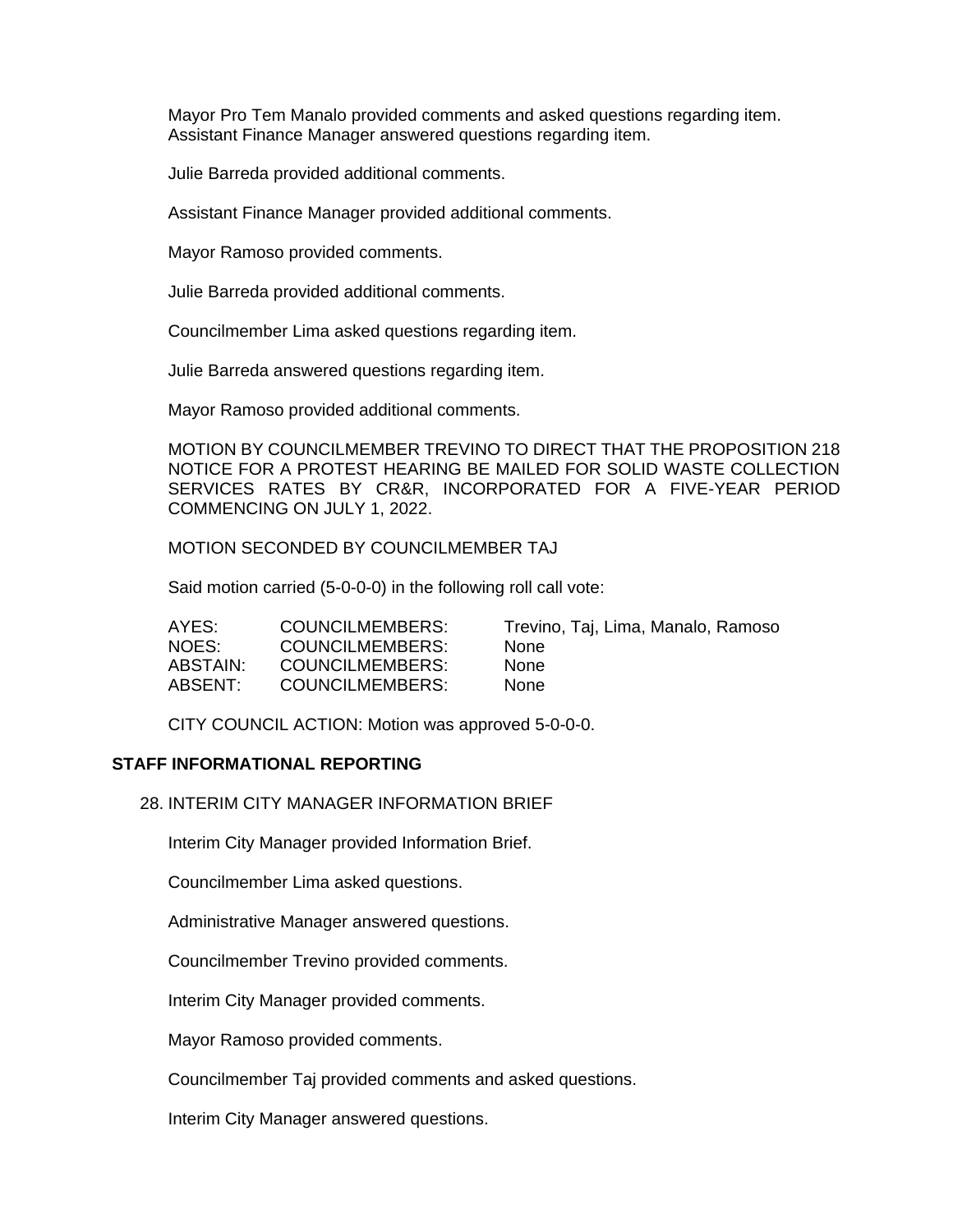Mayor Pro Tem Manalo provided comments and asked questions regarding item. Assistant Finance Manager answered questions regarding item.

Julie Barreda provided additional comments.

Assistant Finance Manager provided additional comments.

Mayor Ramoso provided comments.

Julie Barreda provided additional comments.

Councilmember Lima asked questions regarding item.

Julie Barreda answered questions regarding item.

Mayor Ramoso provided additional comments.

MOTION BY COUNCILMEMBER TREVINO TO DIRECT THAT THE PROPOSITION 218 NOTICE FOR A PROTEST HEARING BE MAILED FOR SOLID WASTE COLLECTION SERVICES RATES BY CR&R, INCORPORATED FOR A FIVE-YEAR PERIOD COMMENCING ON JULY 1, 2022.

MOTION SECONDED BY COUNCILMEMBER TAJ

Said motion carried (5-0-0-0) in the following roll call vote:

| | | |
|---|---|---|
| AYES: | COUNCILMEMBERS: | Trevino, Taj, Lima, Manalo, Ramoso |
| NOES: | COUNCILMEMBERS: | None |
| ABSTAIN: | COUNCILMEMBERS: | None |
| ABSENT: | COUNCILMEMBERS: | None |

CITY COUNCIL ACTION: Motion was approved 5-0-0-0.

**STAFF INFORMATIONAL REPORTING**

28. INTERIM CITY MANAGER INFORMATION BRIEF

Interim City Manager provided Information Brief.

Councilmember Lima asked questions.

Administrative Manager answered questions.

Councilmember Trevino provided comments.

Interim City Manager provided comments.

Mayor Ramoso provided comments.

Councilmember Taj provided comments and asked questions.

Interim City Manager answered questions.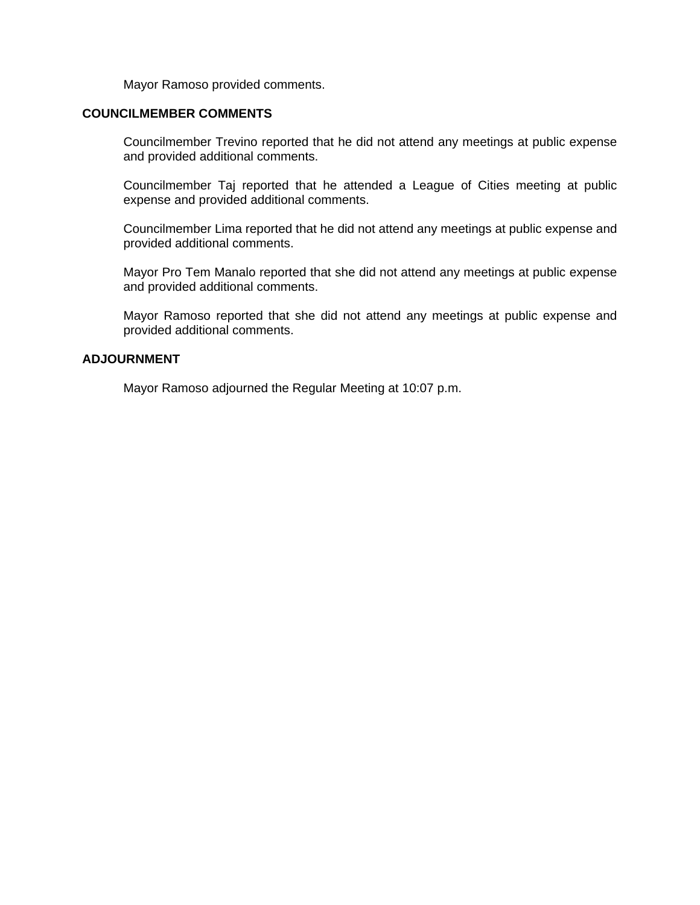Mayor Ramoso provided comments.

## COUNCILMEMBER COMMENTS

Councilmember Trevino reported that he did not attend any meetings at public expense and provided additional comments.

Councilmember Taj reported that he attended a League of Cities meeting at public expense and provided additional comments.

Councilmember Lima reported that he did not attend any meetings at public expense and provided additional comments.

Mayor Pro Tem Manalo reported that she did not attend any meetings at public expense and provided additional comments.

Mayor Ramoso reported that she did not attend any meetings at public expense and provided additional comments.

## ADJOURNMENT

Mayor Ramoso adjourned the Regular Meeting at 10:07 p.m.